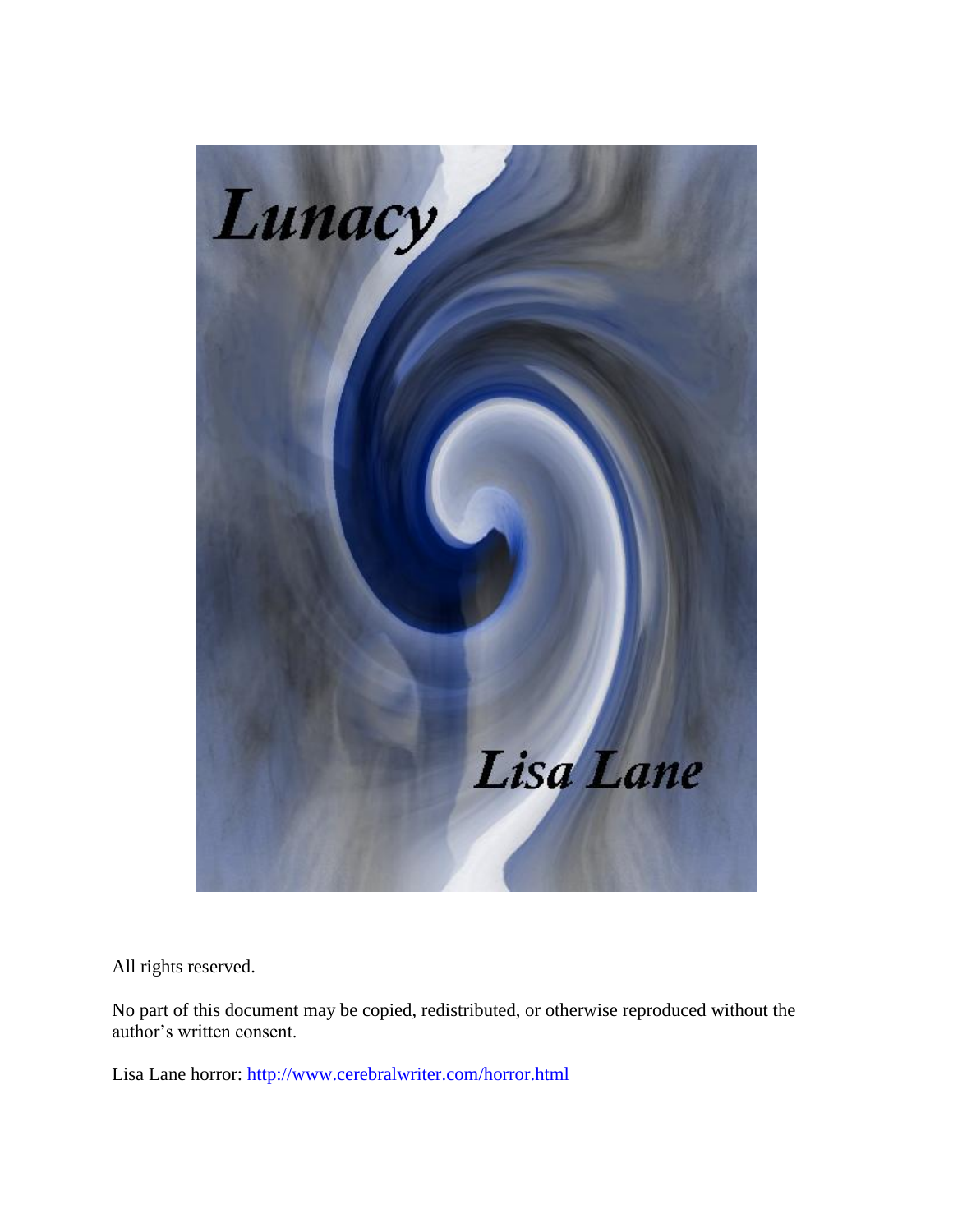# Lunacy

## Lisa Lane

All rights reserved.

No part of this document may be copied, redistributed, or otherwise reproduced without the author's written consent.

Lisa Lane horror: http://www.cerebralwriter.com/horror.html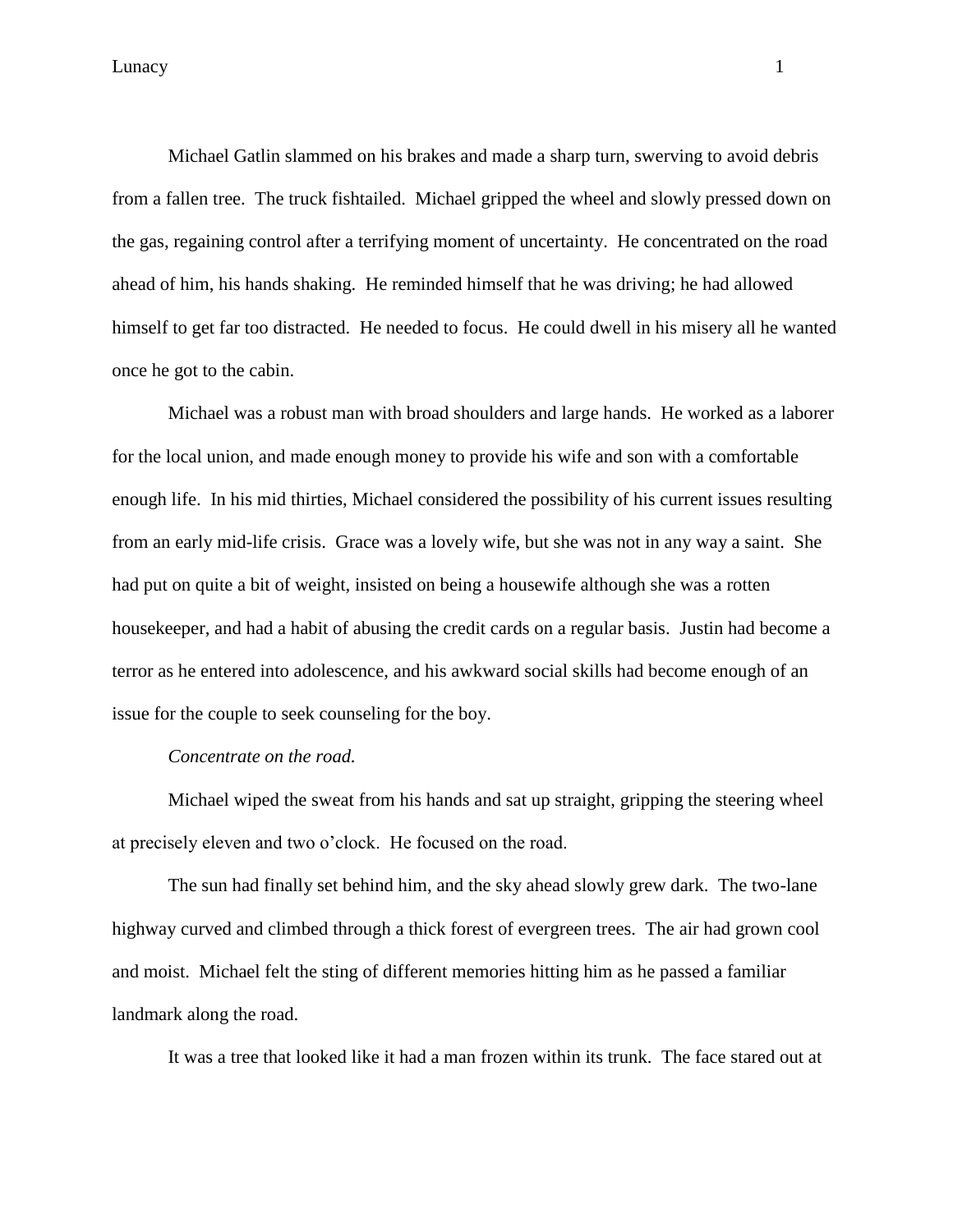Michael Gatlin slammed on his brakes and made a sharp turn, swerving to avoid debris from a fallen tree. The truck fishtailed. Michael gripped the wheel and slowly pressed down on the gas, regaining control after a terrifying moment of uncertainty. He concentrated on the road ahead of him, his hands shaking. He reminded himself that he was driving; he had allowed himself to get far too distracted. He needed to focus. He could dwell in his misery all he wanted once he got to the cabin.

Michael was a robust man with broad shoulders and large hands. He worked as a laborer for the local union, and made enough money to provide his wife and son with a comfortable enough life. In his mid thirties, Michael considered the possibility of his current issues resulting from an early mid-life crisis. Grace was a lovely wife, but she was not in any way a saint. She had put on quite a bit of weight, insisted on being a housewife although she was a rotten housekeeper, and had a habit of abusing the credit cards on a regular basis. Justin had become a terror as he entered into adolescence, and his awkward social skills had become enough of an issue for the couple to seek counseling for the boy.

*Concentrate on the road.*

Michael wiped the sweat from his hands and sat up straight, gripping the steering wheel at precisely eleven and two o'clock. He focused on the road.

The sun had finally set behind him, and the sky ahead slowly grew dark. The two-lane highway curved and climbed through a thick forest of evergreen trees. The air had grown cool and moist. Michael felt the sting of different memories hitting him as he passed a familiar landmark along the road.

It was a tree that looked like it had a man frozen within its trunk. The face stared out at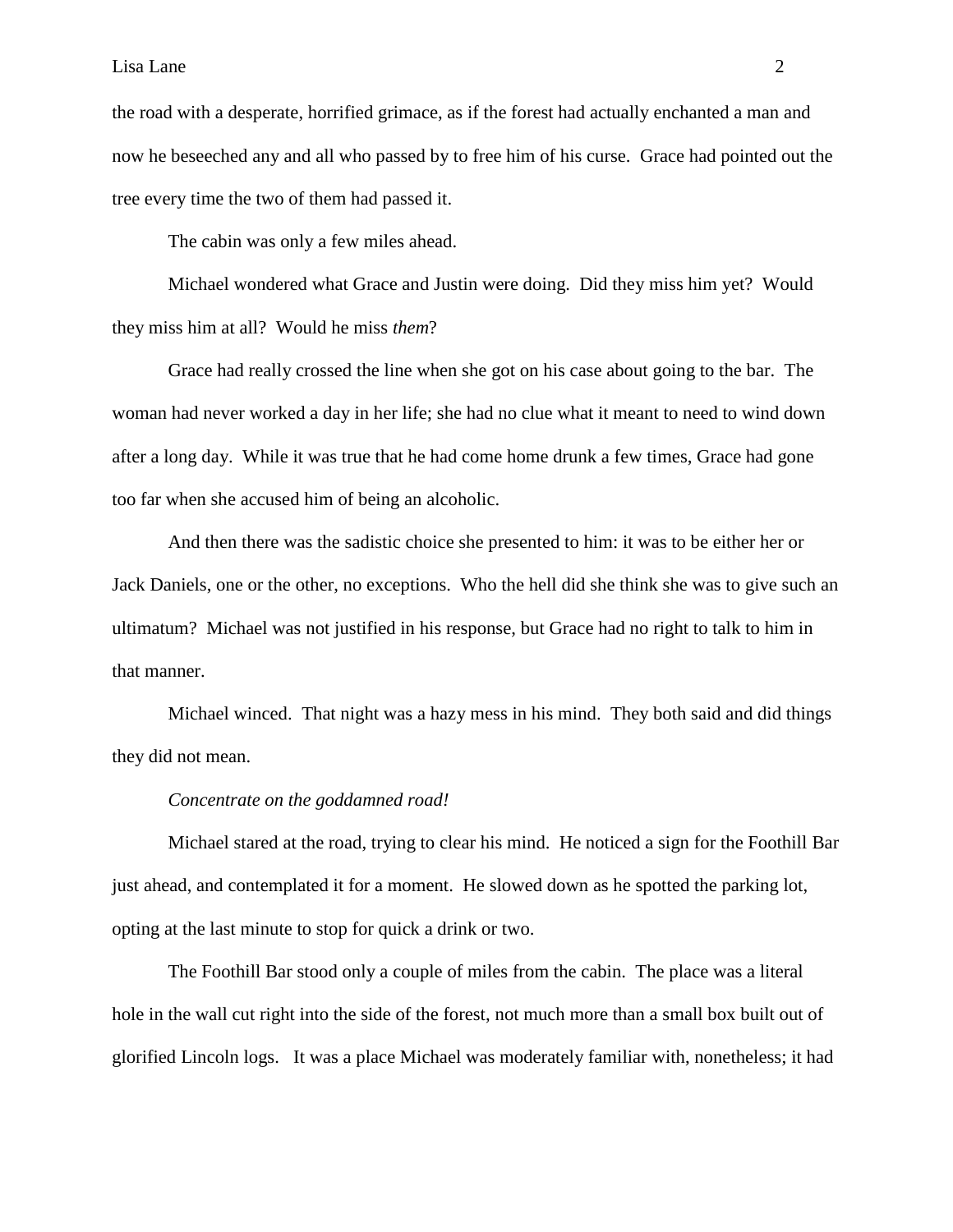the road with a desperate, horrified grimace, as if the forest had actually enchanted a man and now he beseeched any and all who passed by to free him of his curse. Grace had pointed out the tree every time the two of them had passed it.

The cabin was only a few miles ahead.

Michael wondered what Grace and Justin were doing. Did they miss him yet? Would they miss him at all? Would he miss *them*?

Grace had really crossed the line when she got on his case about going to the bar. The woman had never worked a day in her life; she had no clue what it meant to need to wind down after a long day. While it was true that he had come home drunk a few times, Grace had gone too far when she accused him of being an alcoholic.

And then there was the sadistic choice she presented to him: it was to be either her or Jack Daniels, one or the other, no exceptions. Who the hell did she think she was to give such an ultimatum? Michael was not justified in his response, but Grace had no right to talk to him in that manner.

Michael winced. That night was a hazy mess in his mind. They both said and did things they did not mean.

*Concentrate on the goddamned road!*

Michael stared at the road, trying to clear his mind. He noticed a sign for the Foothill Bar just ahead, and contemplated it for a moment. He slowed down as he spotted the parking lot, opting at the last minute to stop for quick a drink or two.

The Foothill Bar stood only a couple of miles from the cabin. The place was a literal hole in the wall cut right into the side of the forest, not much more than a small box built out of glorified Lincoln logs. It was a place Michael was moderately familiar with, nonetheless; it had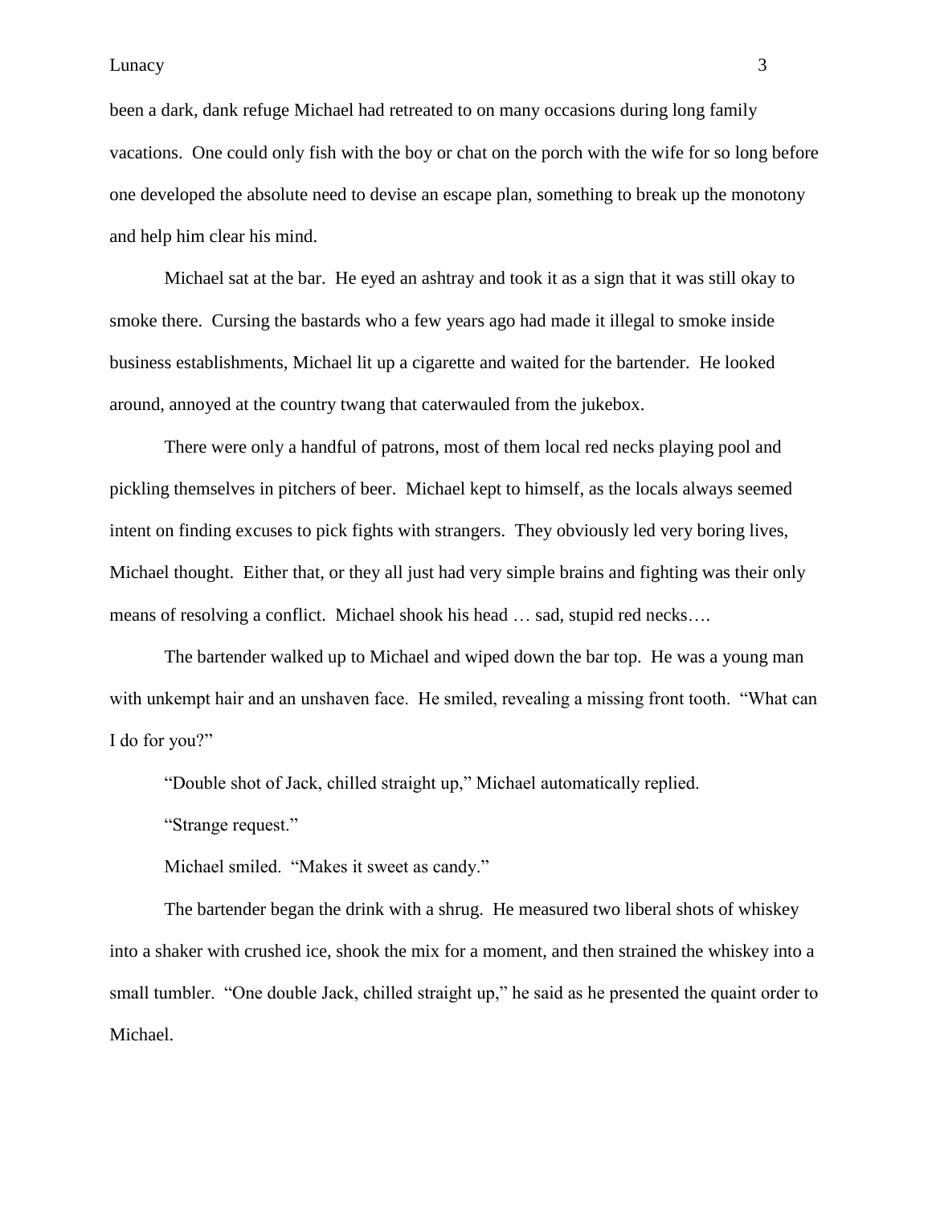been a dark, dank refuge Michael had retreated to on many occasions during long family vacations. One could only fish with the boy or chat on the porch with the wife for so long before one developed the absolute need to devise an escape plan, something to break up the monotony and help him clear his mind.

Michael sat at the bar. He eyed an ashtray and took it as a sign that it was still okay to smoke there. Cursing the bastards who a few years ago had made it illegal to smoke inside business establishments, Michael lit up a cigarette and waited for the bartender. He looked around, annoyed at the country twang that caterwauled from the jukebox.

There were only a handful of patrons, most of them local red necks playing pool and pickling themselves in pitchers of beer. Michael kept to himself, as the locals always seemed intent on finding excuses to pick fights with strangers. They obviously led very boring lives, Michael thought. Either that, or they all just had very simple brains and fighting was their only means of resolving a conflict. Michael shook his head … sad, stupid red necks….

The bartender walked up to Michael and wiped down the bar top. He was a young man with unkempt hair and an unshaven face. He smiled, revealing a missing front tooth. "What can I do for you?"

"Double shot of Jack, chilled straight up," Michael automatically replied.

"Strange request."

Michael smiled. "Makes it sweet as candy."

The bartender began the drink with a shrug. He measured two liberal shots of whiskey into a shaker with crushed ice, shook the mix for a moment, and then strained the whiskey into a small tumbler. "One double Jack, chilled straight up," he said as he presented the quaint order to Michael.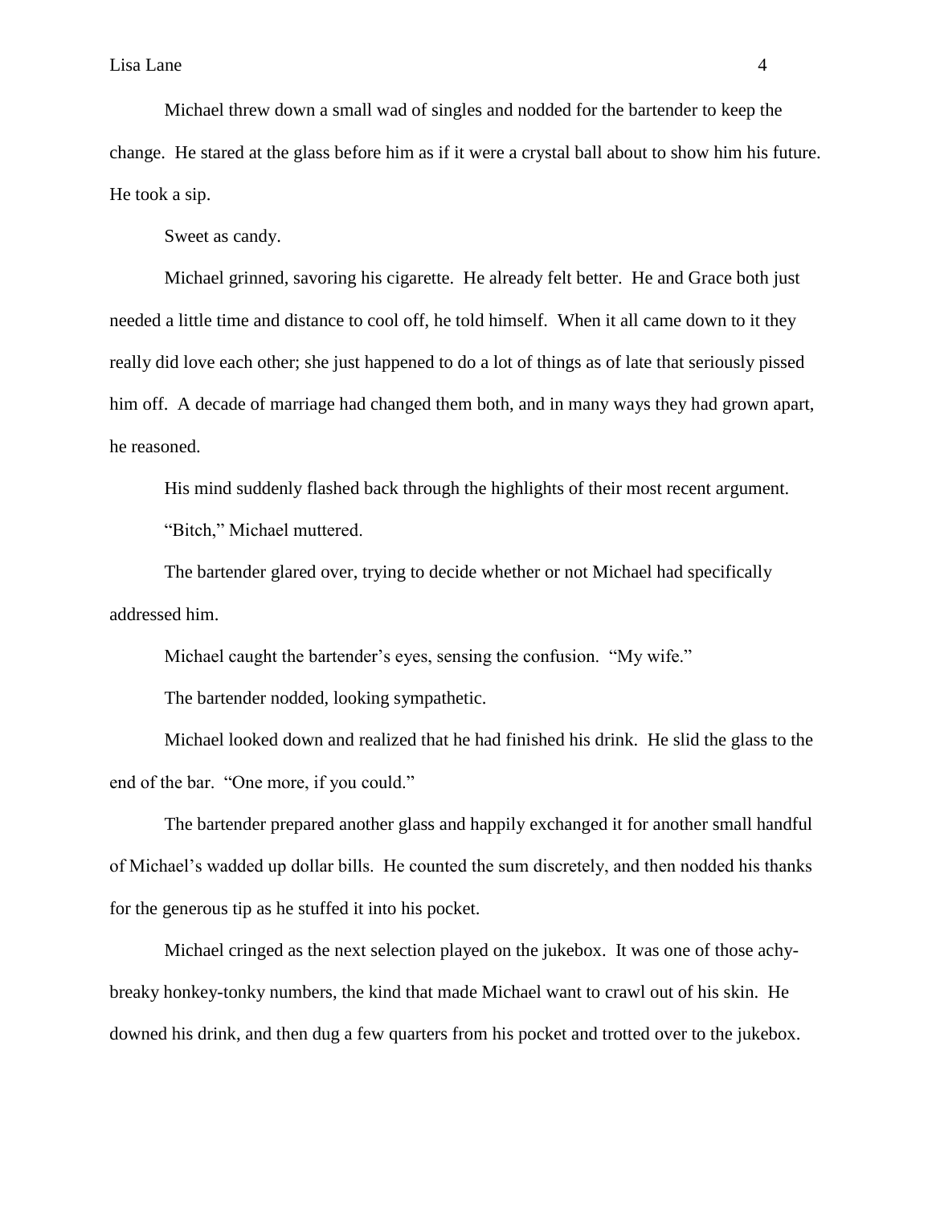Michael threw down a small wad of singles and nodded for the bartender to keep the change. He stared at the glass before him as if it were a crystal ball about to show him his future. He took a sip.

Sweet as candy.

Michael grinned, savoring his cigarette. He already felt better. He and Grace both just needed a little time and distance to cool off, he told himself. When it all came down to it they really did love each other; she just happened to do a lot of things as of late that seriously pissed him off. A decade of marriage had changed them both, and in many ways they had grown apart, he reasoned.

His mind suddenly flashed back through the highlights of their most recent argument.

"Bitch," Michael muttered.

The bartender glared over, trying to decide whether or not Michael had specifically addressed him.

Michael caught the bartender's eyes, sensing the confusion. "My wife."

The bartender nodded, looking sympathetic.

Michael looked down and realized that he had finished his drink. He slid the glass to the end of the bar. "One more, if you could."

The bartender prepared another glass and happily exchanged it for another small handful of Michael's wadded up dollar bills. He counted the sum discretely, and then nodded his thanks for the generous tip as he stuffed it into his pocket.

Michael cringed as the next selection played on the jukebox. It was one of those achy-breaky honkey-tonky numbers, the kind that made Michael want to crawl out of his skin. He downed his drink, and then dug a few quarters from his pocket and trotted over to the jukebox.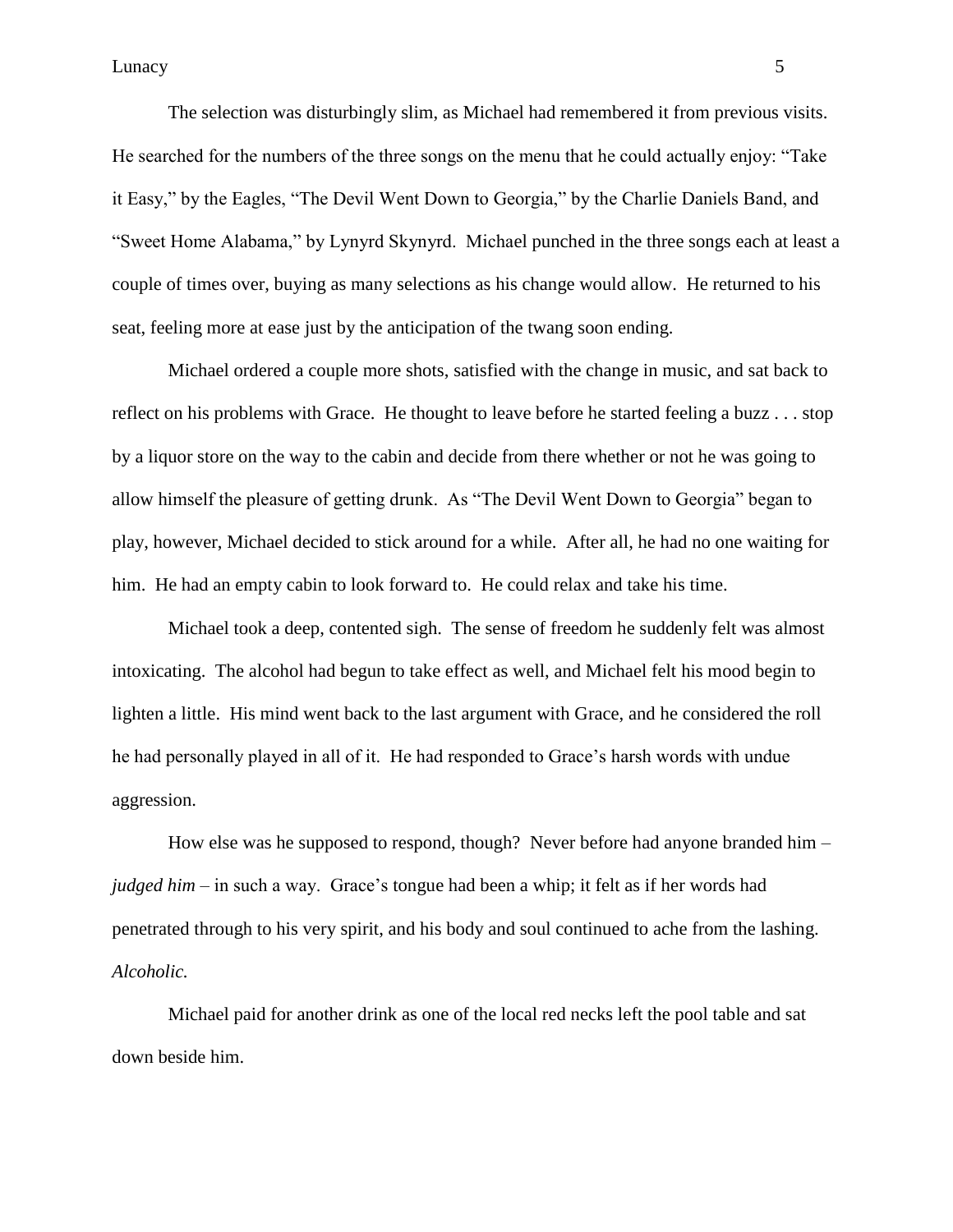The selection was disturbingly slim, as Michael had remembered it from previous visits. He searched for the numbers of the three songs on the menu that he could actually enjoy: "Take it Easy," by the Eagles, "The Devil Went Down to Georgia," by the Charlie Daniels Band, and "Sweet Home Alabama," by Lynyrd Skynyrd. Michael punched in the three songs each at least a couple of times over, buying as many selections as his change would allow. He returned to his seat, feeling more at ease just by the anticipation of the twang soon ending.

Michael ordered a couple more shots, satisfied with the change in music, and sat back to reflect on his problems with Grace. He thought to leave before he started feeling a buzz . . . stop by a liquor store on the way to the cabin and decide from there whether or not he was going to allow himself the pleasure of getting drunk. As "The Devil Went Down to Georgia" began to play, however, Michael decided to stick around for a while. After all, he had no one waiting for him. He had an empty cabin to look forward to. He could relax and take his time.

Michael took a deep, contented sigh. The sense of freedom he suddenly felt was almost intoxicating. The alcohol had begun to take effect as well, and Michael felt his mood begin to lighten a little. His mind went back to the last argument with Grace, and he considered the roll he had personally played in all of it. He had responded to Grace's harsh words with undue aggression.

How else was he supposed to respond, though? Never before had anyone branded him – *judged him* – in such a way. Grace's tongue had been a whip; it felt as if her words had penetrated through to his very spirit, and his body and soul continued to ache from the lashing. *Alcoholic.*

Michael paid for another drink as one of the local red necks left the pool table and sat down beside him.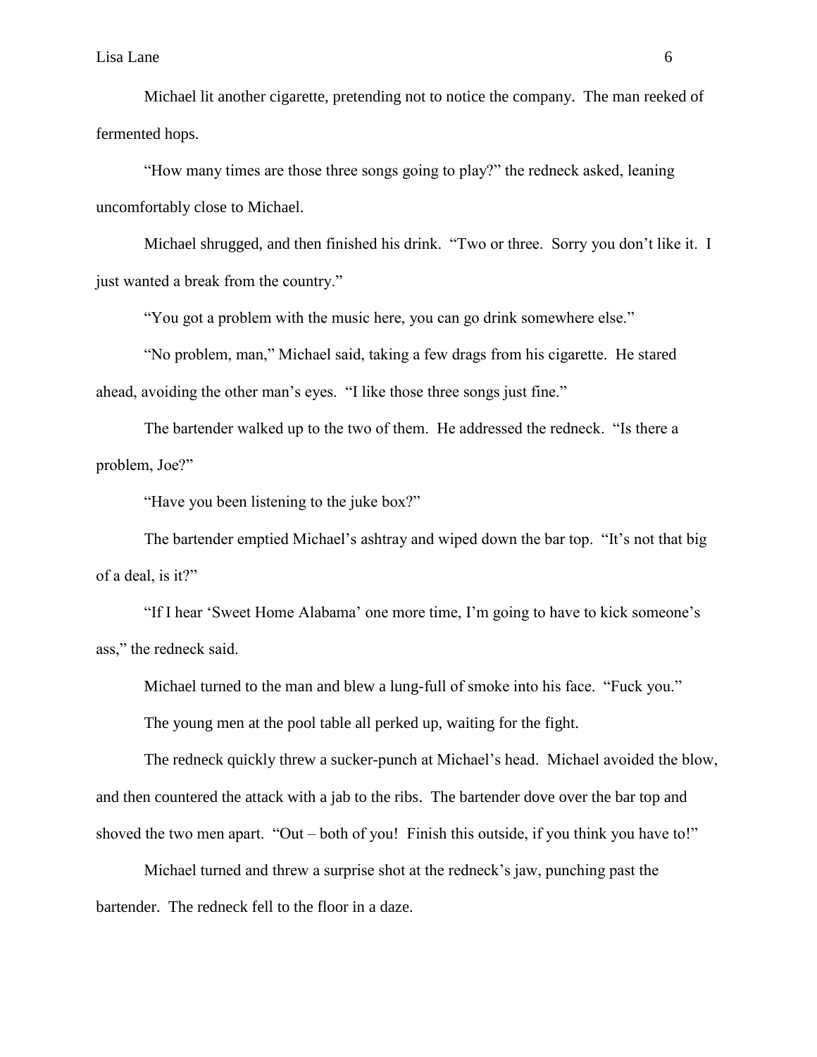Michael lit another cigarette, pretending not to notice the company. The man reeked of fermented hops.

"How many times are those three songs going to play?" the redneck asked, leaning uncomfortably close to Michael.

Michael shrugged, and then finished his drink. "Two or three. Sorry you don't like it. I just wanted a break from the country."

"You got a problem with the music here, you can go drink somewhere else."

"No problem, man," Michael said, taking a few drags from his cigarette. He stared ahead, avoiding the other man's eyes. "I like those three songs just fine."

The bartender walked up to the two of them. He addressed the redneck. "Is there a problem, Joe?"

"Have you been listening to the juke box?"

The bartender emptied Michael's ashtray and wiped down the bar top. "It's not that big of a deal, is it?"

"If I hear 'Sweet Home Alabama' one more time, I'm going to have to kick someone's ass," the redneck said.

Michael turned to the man and blew a lung-full of smoke into his face. "Fuck you."

The young men at the pool table all perked up, waiting for the fight.

The redneck quickly threw a sucker-punch at Michael's head. Michael avoided the blow, and then countered the attack with a jab to the ribs. The bartender dove over the bar top and shoved the two men apart. "Out – both of you! Finish this outside, if you think you have to!"

Michael turned and threw a surprise shot at the redneck's jaw, punching past the bartender. The redneck fell to the floor in a daze.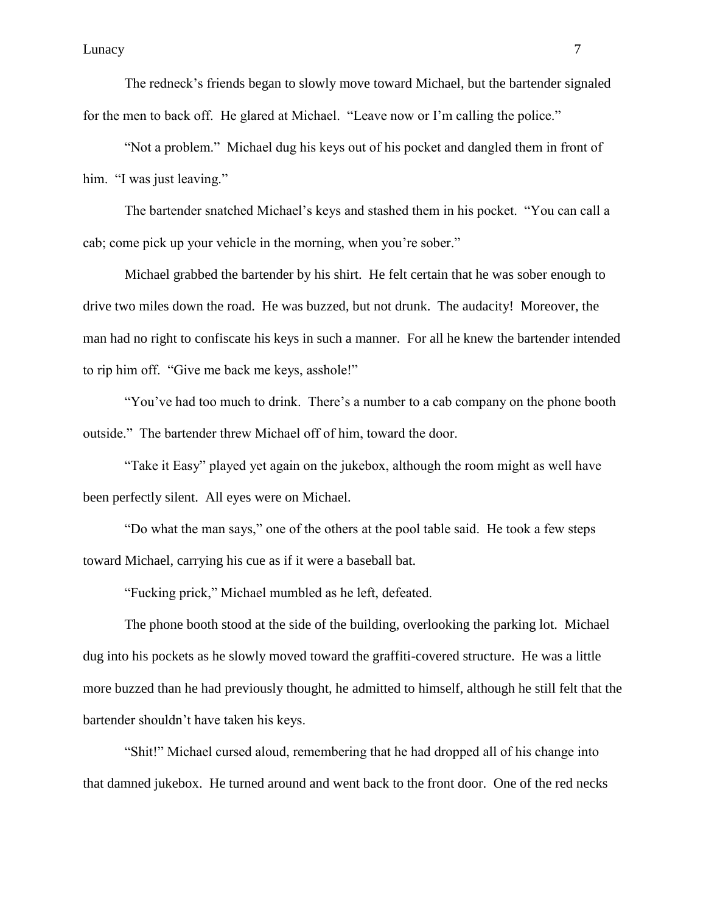The redneck's friends began to slowly move toward Michael, but the bartender signaled for the men to back off. He glared at Michael. "Leave now or I'm calling the police."

"Not a problem." Michael dug his keys out of his pocket and dangled them in front of him. "I was just leaving."

The bartender snatched Michael's keys and stashed them in his pocket. "You can call a cab; come pick up your vehicle in the morning, when you're sober."

Michael grabbed the bartender by his shirt. He felt certain that he was sober enough to drive two miles down the road. He was buzzed, but not drunk. The audacity! Moreover, the man had no right to confiscate his keys in such a manner. For all he knew the bartender intended to rip him off. "Give me back me keys, asshole!"

"You've had too much to drink. There's a number to a cab company on the phone booth outside." The bartender threw Michael off of him, toward the door.

"Take it Easy" played yet again on the jukebox, although the room might as well have been perfectly silent. All eyes were on Michael.

"Do what the man says," one of the others at the pool table said. He took a few steps toward Michael, carrying his cue as if it were a baseball bat.

"Fucking prick," Michael mumbled as he left, defeated.

The phone booth stood at the side of the building, overlooking the parking lot. Michael dug into his pockets as he slowly moved toward the graffiti-covered structure. He was a little more buzzed than he had previously thought, he admitted to himself, although he still felt that the bartender shouldn't have taken his keys.

"Shit!" Michael cursed aloud, remembering that he had dropped all of his change into that damned jukebox. He turned around and went back to the front door. One of the red necks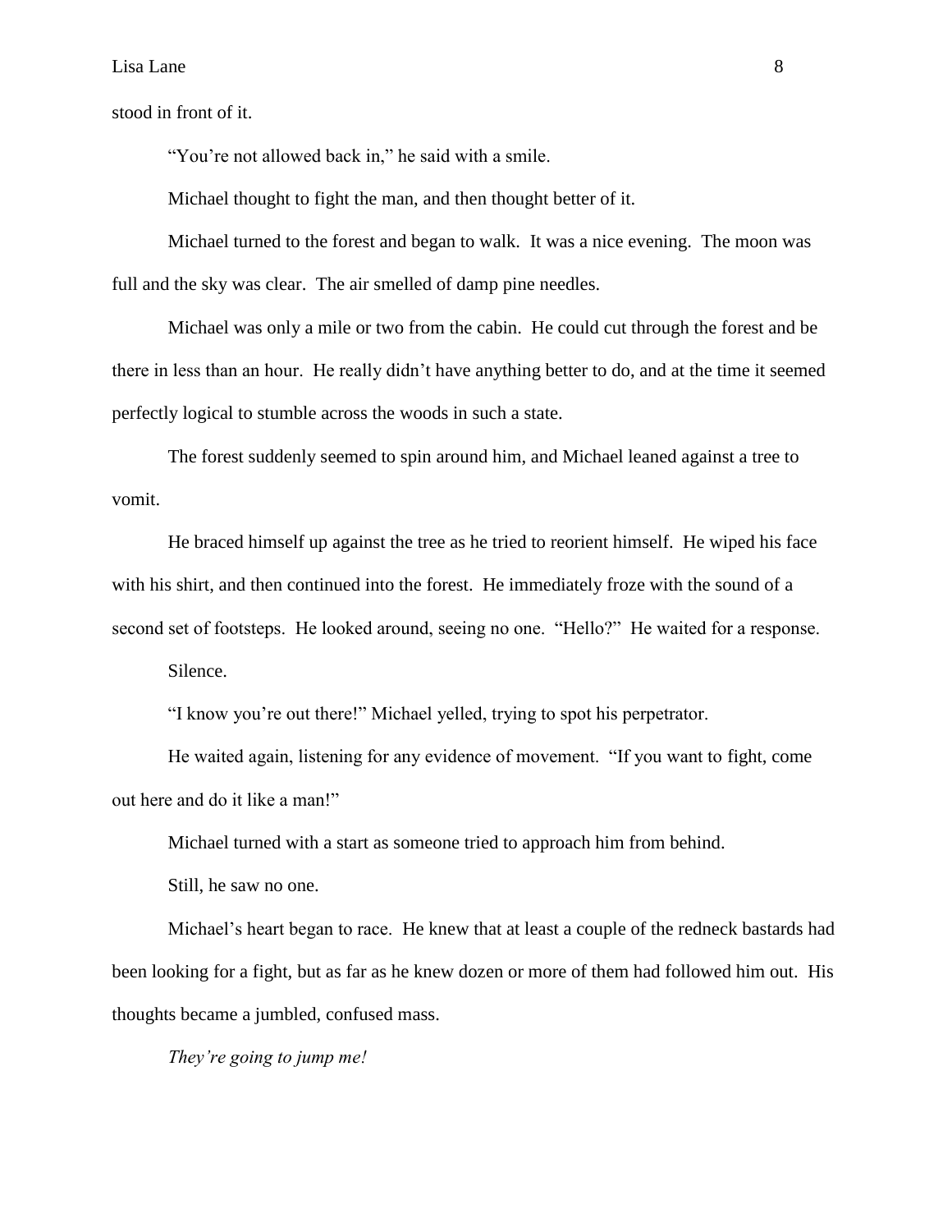stood in front of it.

"You're not allowed back in," he said with a smile.

Michael thought to fight the man, and then thought better of it.

Michael turned to the forest and began to walk. It was a nice evening. The moon was full and the sky was clear. The air smelled of damp pine needles.

Michael was only a mile or two from the cabin. He could cut through the forest and be there in less than an hour. He really didn't have anything better to do, and at the time it seemed perfectly logical to stumble across the woods in such a state.

The forest suddenly seemed to spin around him, and Michael leaned against a tree to vomit.

He braced himself up against the tree as he tried to reorient himself. He wiped his face with his shirt, and then continued into the forest. He immediately froze with the sound of a second set of footsteps. He looked around, seeing no one. "Hello?" He waited for a response.

Silence.

"I know you're out there!" Michael yelled, trying to spot his perpetrator.

He waited again, listening for any evidence of movement. "If you want to fight, come out here and do it like a man!"

Michael turned with a start as someone tried to approach him from behind.

Still, he saw no one.

Michael's heart began to race. He knew that at least a couple of the redneck bastards had been looking for a fight, but as far as he knew dozen or more of them had followed him out. His thoughts became a jumbled, confused mass.

*They're going to jump me!*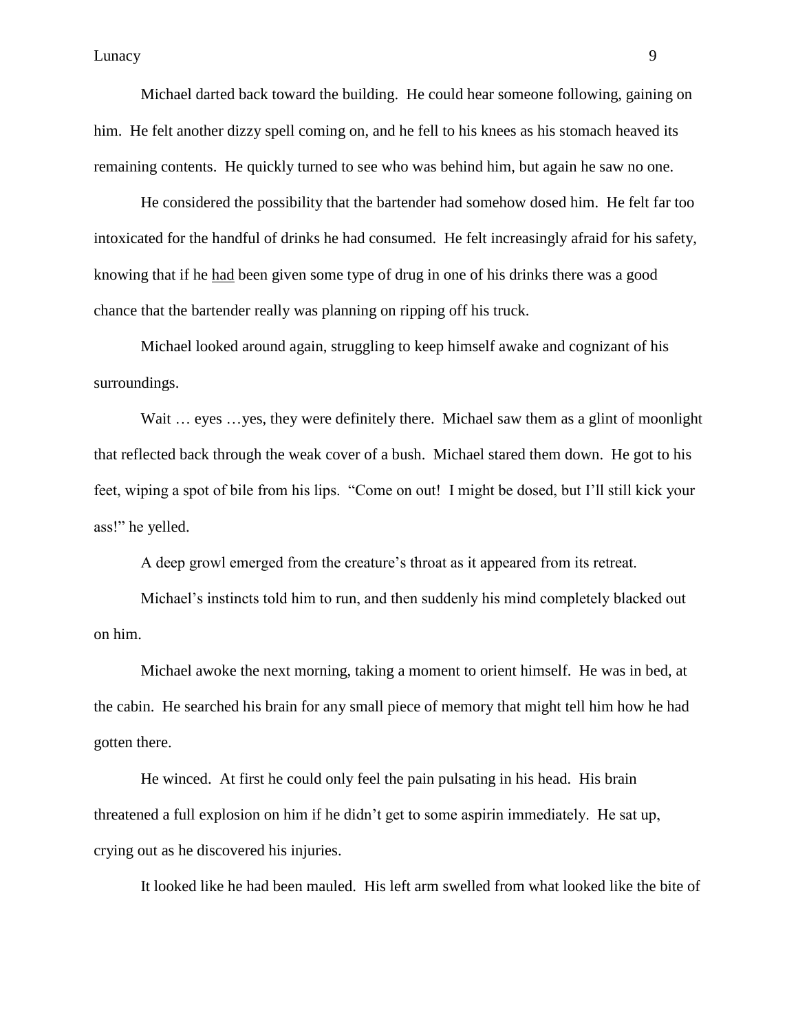Michael darted back toward the building. He could hear someone following, gaining on him. He felt another dizzy spell coming on, and he fell to his knees as his stomach heaved its remaining contents. He quickly turned to see who was behind him, but again he saw no one.

He considered the possibility that the bartender had somehow dosed him. He felt far too intoxicated for the handful of drinks he had consumed. He felt increasingly afraid for his safety, knowing that if he <u>had</u> been given some type of drug in one of his drinks there was a good chance that the bartender really was planning on ripping off his truck.

Michael looked around again, struggling to keep himself awake and cognizant of his surroundings.

Wait … eyes …yes, they were definitely there. Michael saw them as a glint of moonlight that reflected back through the weak cover of a bush. Michael stared them down. He got to his feet, wiping a spot of bile from his lips. "Come on out! I might be dosed, but I'll still kick your ass!" he yelled.

A deep growl emerged from the creature's throat as it appeared from its retreat.

Michael's instincts told him to run, and then suddenly his mind completely blacked out on him.

Michael awoke the next morning, taking a moment to orient himself. He was in bed, at the cabin. He searched his brain for any small piece of memory that might tell him how he had gotten there.

He winced. At first he could only feel the pain pulsating in his head. His brain threatened a full explosion on him if he didn't get to some aspirin immediately. He sat up, crying out as he discovered his injuries.

It looked like he had been mauled. His left arm swelled from what looked like the bite of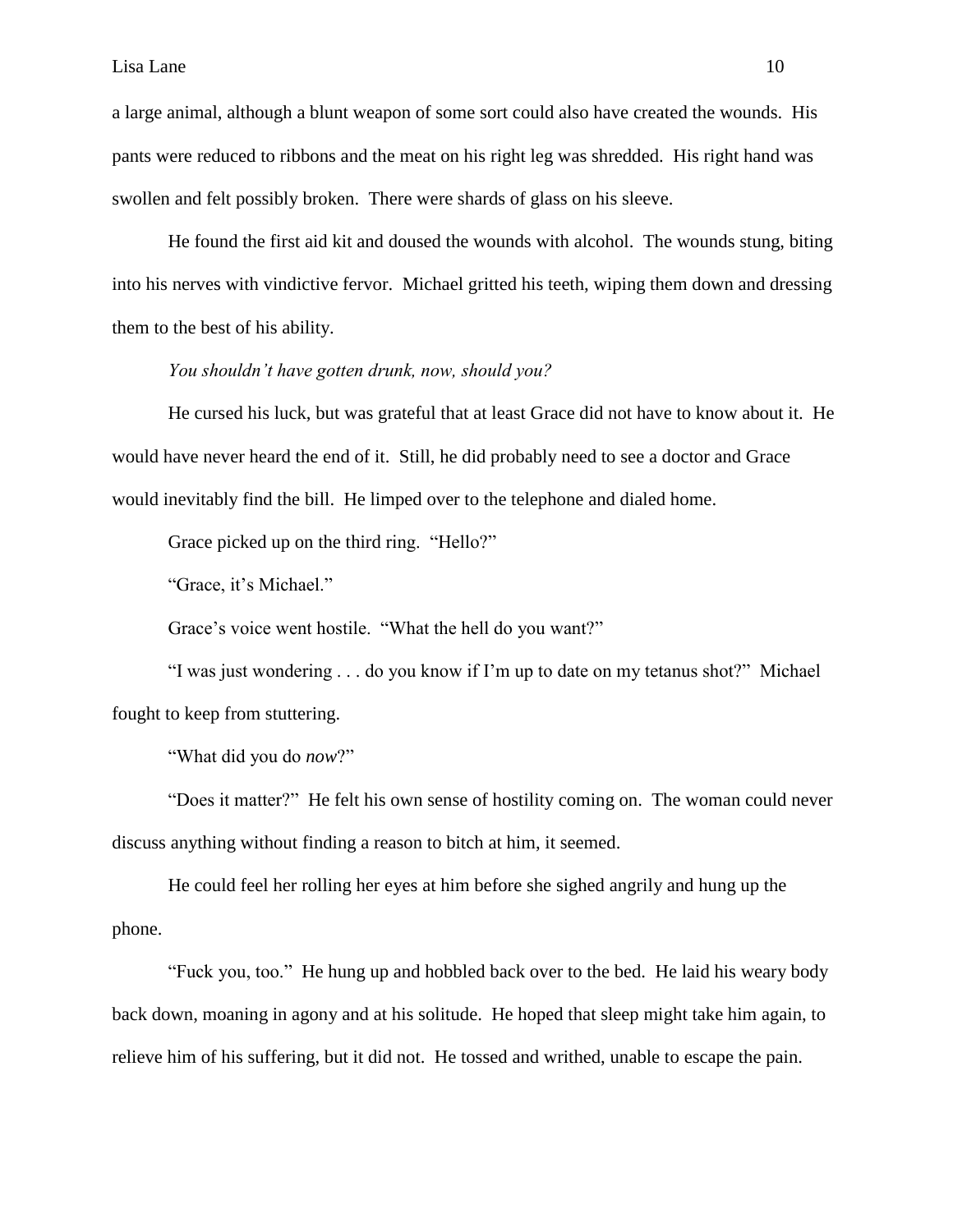a large animal, although a blunt weapon of some sort could also have created the wounds. His pants were reduced to ribbons and the meat on his right leg was shredded. His right hand was swollen and felt possibly broken. There were shards of glass on his sleeve.

He found the first aid kit and doused the wounds with alcohol. The wounds stung, biting into his nerves with vindictive fervor. Michael gritted his teeth, wiping them down and dressing them to the best of his ability.

*You shouldn't have gotten drunk, now, should you?*

He cursed his luck, but was grateful that at least Grace did not have to know about it. He would have never heard the end of it. Still, he did probably need to see a doctor and Grace would inevitably find the bill. He limped over to the telephone and dialed home.

Grace picked up on the third ring. "Hello?"

"Grace, it's Michael."

Grace's voice went hostile. "What the hell do you want?"

"I was just wondering . . . do you know if I'm up to date on my tetanus shot?" Michael fought to keep from stuttering.

"What did you do *now*?"

"Does it matter?" He felt his own sense of hostility coming on. The woman could never discuss anything without finding a reason to bitch at him, it seemed.

He could feel her rolling her eyes at him before she sighed angrily and hung up the phone.

"Fuck you, too." He hung up and hobbled back over to the bed. He laid his weary body back down, moaning in agony and at his solitude. He hoped that sleep might take him again, to relieve him of his suffering, but it did not. He tossed and writhed, unable to escape the pain.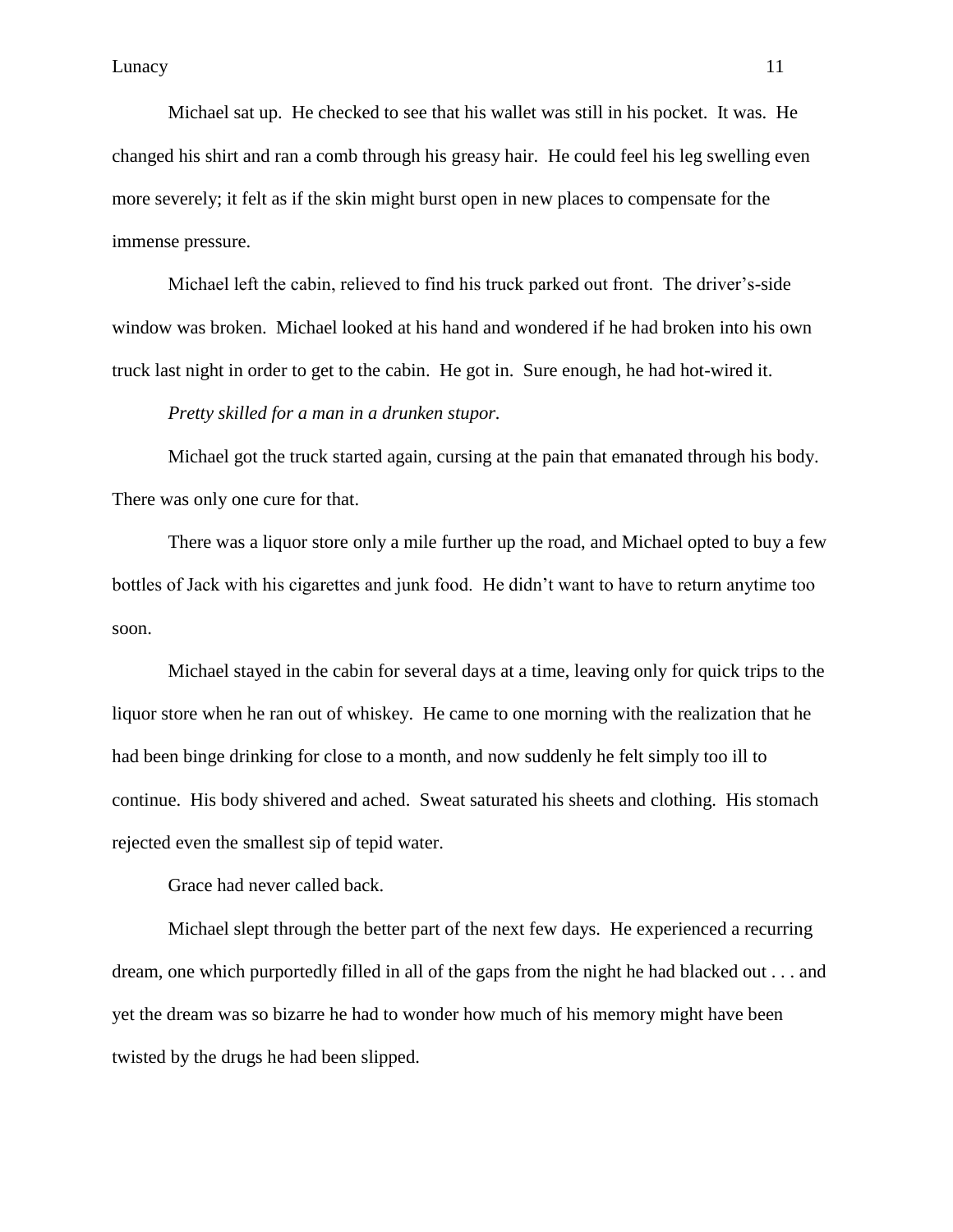Michael sat up. He checked to see that his wallet was still in his pocket. It was. He changed his shirt and ran a comb through his greasy hair. He could feel his leg swelling even more severely; it felt as if the skin might burst open in new places to compensate for the immense pressure.

Michael left the cabin, relieved to find his truck parked out front. The driver's-side window was broken. Michael looked at his hand and wondered if he had broken into his own truck last night in order to get to the cabin. He got in. Sure enough, he had hot-wired it.

*Pretty skilled for a man in a drunken stupor.*

Michael got the truck started again, cursing at the pain that emanated through his body. There was only one cure for that.

There was a liquor store only a mile further up the road, and Michael opted to buy a few bottles of Jack with his cigarettes and junk food. He didn't want to have to return anytime too soon.

Michael stayed in the cabin for several days at a time, leaving only for quick trips to the liquor store when he ran out of whiskey. He came to one morning with the realization that he had been binge drinking for close to a month, and now suddenly he felt simply too ill to continue. His body shivered and ached. Sweat saturated his sheets and clothing. His stomach rejected even the smallest sip of tepid water.

Grace had never called back.

Michael slept through the better part of the next few days. He experienced a recurring dream, one which purportedly filled in all of the gaps from the night he had blacked out . . . and yet the dream was so bizarre he had to wonder how much of his memory might have been twisted by the drugs he had been slipped.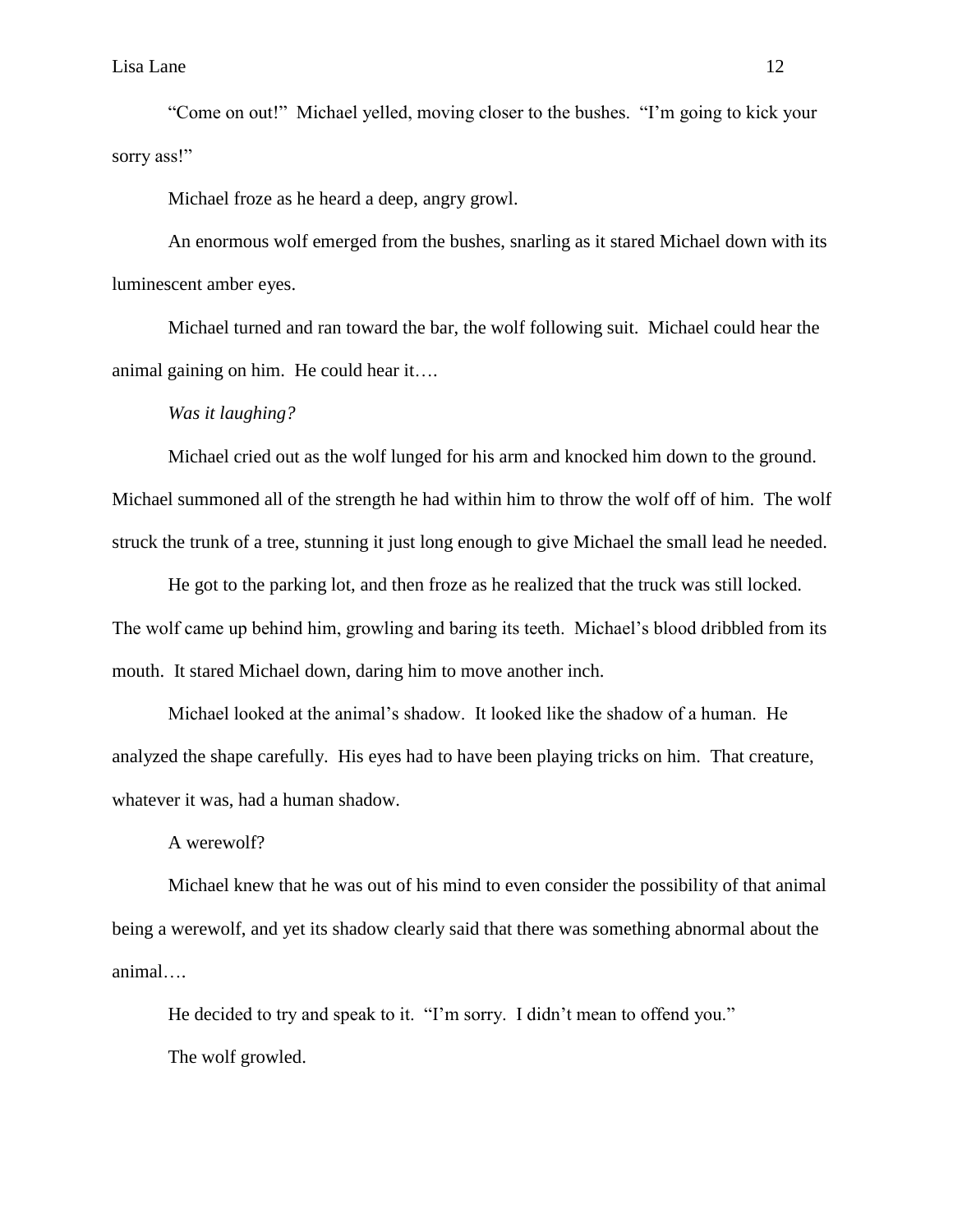"Come on out!" Michael yelled, moving closer to the bushes. "I'm going to kick your sorry ass!"

Michael froze as he heard a deep, angry growl.

An enormous wolf emerged from the bushes, snarling as it stared Michael down with its luminescent amber eyes.

Michael turned and ran toward the bar, the wolf following suit. Michael could hear the animal gaining on him. He could hear it….

*Was it laughing?*

Michael cried out as the wolf lunged for his arm and knocked him down to the ground. Michael summoned all of the strength he had within him to throw the wolf off of him. The wolf struck the trunk of a tree, stunning it just long enough to give Michael the small lead he needed.

He got to the parking lot, and then froze as he realized that the truck was still locked. The wolf came up behind him, growling and baring its teeth. Michael's blood dribbled from its mouth. It stared Michael down, daring him to move another inch.

Michael looked at the animal's shadow. It looked like the shadow of a human. He analyzed the shape carefully. His eyes had to have been playing tricks on him. That creature, whatever it was, had a human shadow.

A werewolf?

Michael knew that he was out of his mind to even consider the possibility of that animal being a werewolf, and yet its shadow clearly said that there was something abnormal about the animal….

He decided to try and speak to it. "I'm sorry. I didn't mean to offend you."

The wolf growled.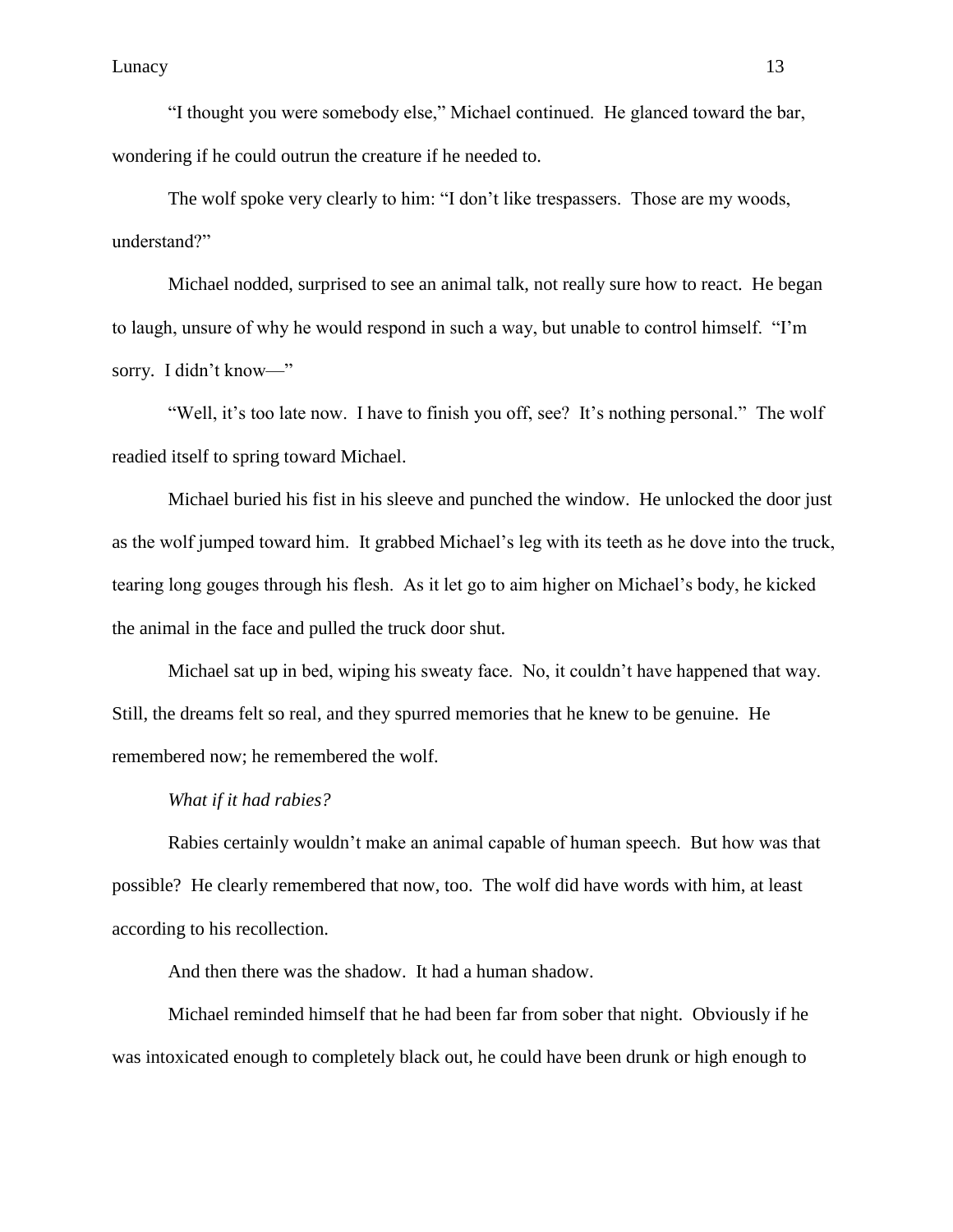"I thought you were somebody else," Michael continued. He glanced toward the bar, wondering if he could outrun the creature if he needed to.

The wolf spoke very clearly to him: "I don't like trespassers. Those are my woods, understand?"

Michael nodded, surprised to see an animal talk, not really sure how to react. He began to laugh, unsure of why he would respond in such a way, but unable to control himself. "I'm sorry. I didn't know—"

"Well, it's too late now. I have to finish you off, see? It's nothing personal." The wolf readied itself to spring toward Michael.

Michael buried his fist in his sleeve and punched the window. He unlocked the door just as the wolf jumped toward him. It grabbed Michael's leg with its teeth as he dove into the truck, tearing long gouges through his flesh. As it let go to aim higher on Michael's body, he kicked the animal in the face and pulled the truck door shut.

Michael sat up in bed, wiping his sweaty face. No, it couldn't have happened that way. Still, the dreams felt so real, and they spurred memories that he knew to be genuine. He remembered now; he remembered the wolf.

*What if it had rabies?*

Rabies certainly wouldn't make an animal capable of human speech. But how was that possible? He clearly remembered that now, too. The wolf did have words with him, at least according to his recollection.

And then there was the shadow. It had a human shadow.

Michael reminded himself that he had been far from sober that night. Obviously if he was intoxicated enough to completely black out, he could have been drunk or high enough to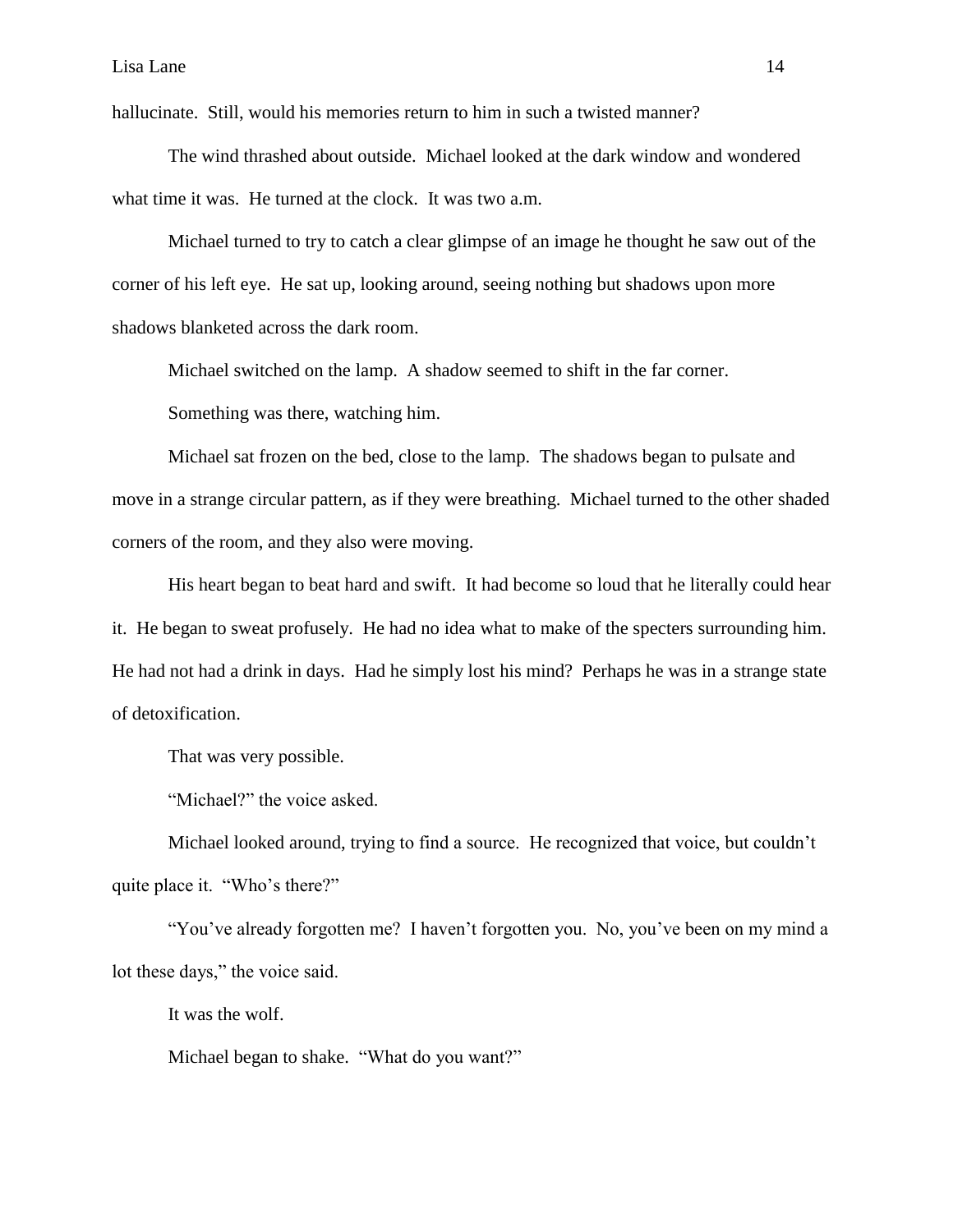hallucinate. Still, would his memories return to him in such a twisted manner?

The wind thrashed about outside. Michael looked at the dark window and wondered what time it was. He turned at the clock. It was two a.m.

Michael turned to try to catch a clear glimpse of an image he thought he saw out of the corner of his left eye. He sat up, looking around, seeing nothing but shadows upon more shadows blanketed across the dark room.

Michael switched on the lamp. A shadow seemed to shift in the far corner.

Something was there, watching him.

Michael sat frozen on the bed, close to the lamp. The shadows began to pulsate and move in a strange circular pattern, as if they were breathing. Michael turned to the other shaded corners of the room, and they also were moving.

His heart began to beat hard and swift. It had become so loud that he literally could hear it. He began to sweat profusely. He had no idea what to make of the specters surrounding him. He had not had a drink in days. Had he simply lost his mind? Perhaps he was in a strange state of detoxification.

That was very possible.

"Michael?" the voice asked.

Michael looked around, trying to find a source. He recognized that voice, but couldn't quite place it. "Who's there?"

"You've already forgotten me? I haven't forgotten you. No, you've been on my mind a lot these days," the voice said.

It was the wolf.

Michael began to shake. "What do you want?"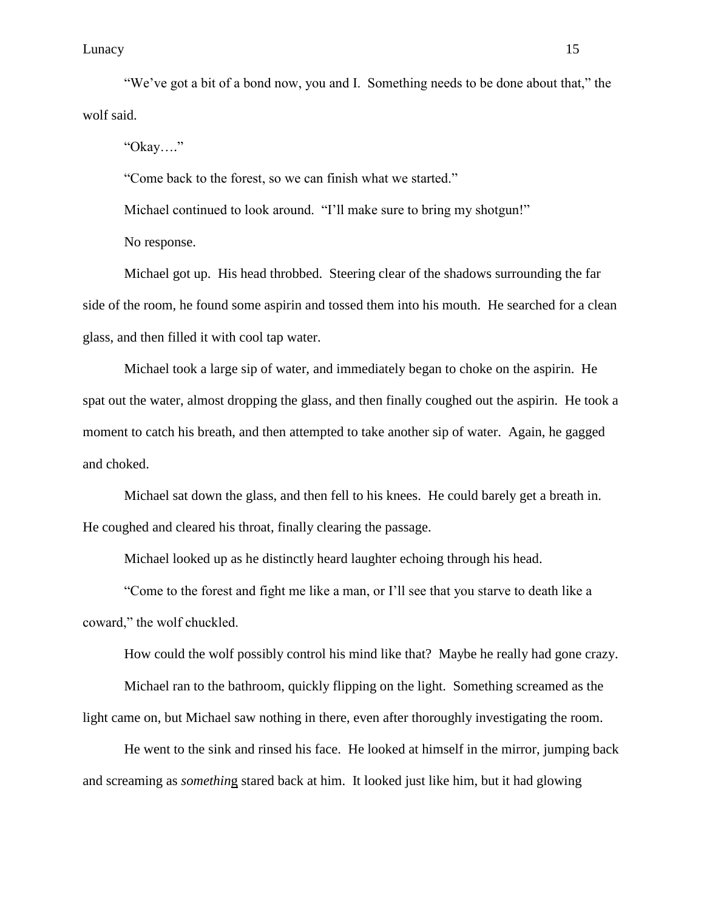"We've got a bit of a bond now, you and I. Something needs to be done about that," the wolf said.

"Okay…."

"Come back to the forest, so we can finish what we started."

Michael continued to look around. "I'll make sure to bring my shotgun!"

No response.

Michael got up. His head throbbed. Steering clear of the shadows surrounding the far side of the room, he found some aspirin and tossed them into his mouth. He searched for a clean glass, and then filled it with cool tap water.

Michael took a large sip of water, and immediately began to choke on the aspirin. He spat out the water, almost dropping the glass, and then finally coughed out the aspirin. He took a moment to catch his breath, and then attempted to take another sip of water. Again, he gagged and choked.

Michael sat down the glass, and then fell to his knees. He could barely get a breath in. He coughed and cleared his throat, finally clearing the passage.

Michael looked up as he distinctly heard laughter echoing through his head.

"Come to the forest and fight me like a man, or I'll see that you starve to death like a coward," the wolf chuckled.

How could the wolf possibly control his mind like that? Maybe he really had gone crazy.

Michael ran to the bathroom, quickly flipping on the light. Something screamed as the light came on, but Michael saw nothing in there, even after thoroughly investigating the room.

He went to the sink and rinsed his face. He looked at himself in the mirror, jumping back and screaming as *something* stared back at him. It looked just like him, but it had glowing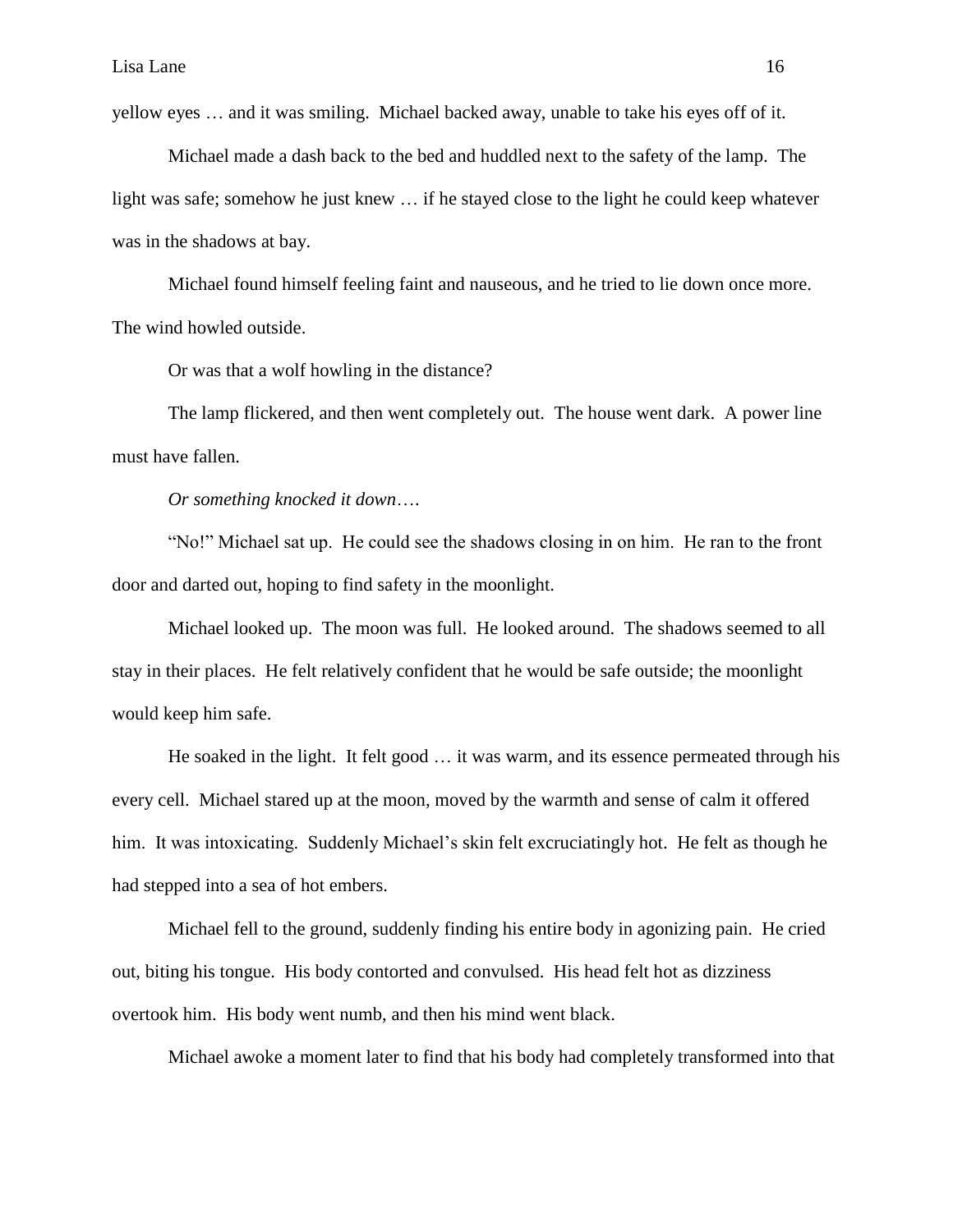yellow eyes … and it was smiling. Michael backed away, unable to take his eyes off of it.

Michael made a dash back to the bed and huddled next to the safety of the lamp. The light was safe; somehow he just knew … if he stayed close to the light he could keep whatever was in the shadows at bay.

Michael found himself feeling faint and nauseous, and he tried to lie down once more. The wind howled outside.

Or was that a wolf howling in the distance?

The lamp flickered, and then went completely out. The house went dark. A power line must have fallen.

*Or something knocked it down….*

"No!" Michael sat up. He could see the shadows closing in on him. He ran to the front door and darted out, hoping to find safety in the moonlight.

Michael looked up. The moon was full. He looked around. The shadows seemed to all stay in their places. He felt relatively confident that he would be safe outside; the moonlight would keep him safe.

He soaked in the light. It felt good … it was warm, and its essence permeated through his every cell. Michael stared up at the moon, moved by the warmth and sense of calm it offered him. It was intoxicating. Suddenly Michael's skin felt excruciatingly hot. He felt as though he had stepped into a sea of hot embers.

Michael fell to the ground, suddenly finding his entire body in agonizing pain. He cried out, biting his tongue. His body contorted and convulsed. His head felt hot as dizziness overtook him. His body went numb, and then his mind went black.

Michael awoke a moment later to find that his body had completely transformed into that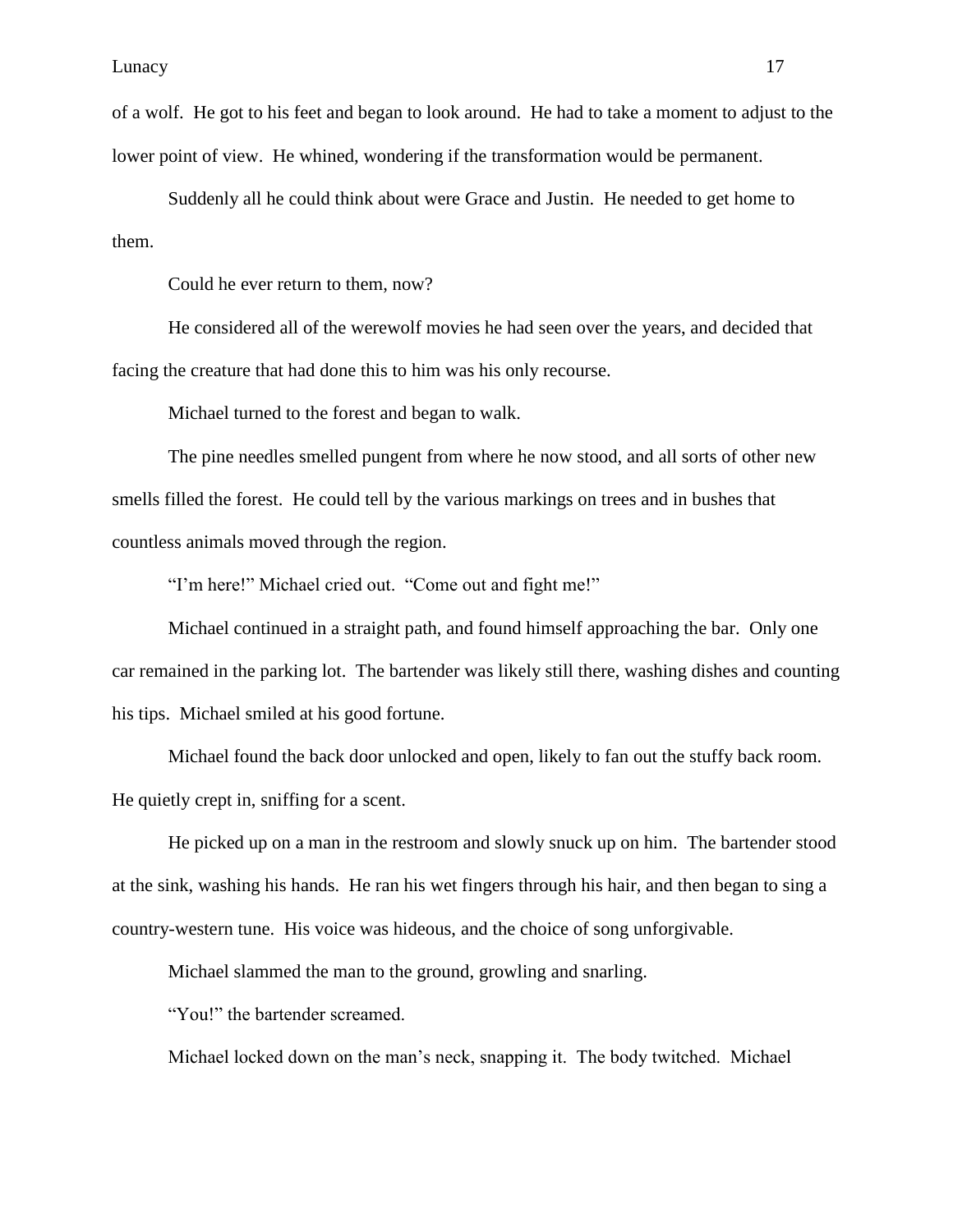of a wolf. He got to his feet and began to look around. He had to take a moment to adjust to the lower point of view. He whined, wondering if the transformation would be permanent.

Suddenly all he could think about were Grace and Justin. He needed to get home to them.

Could he ever return to them, now?

He considered all of the werewolf movies he had seen over the years, and decided that facing the creature that had done this to him was his only recourse.

Michael turned to the forest and began to walk.

The pine needles smelled pungent from where he now stood, and all sorts of other new smells filled the forest. He could tell by the various markings on trees and in bushes that countless animals moved through the region.

"I'm here!" Michael cried out. "Come out and fight me!"

Michael continued in a straight path, and found himself approaching the bar. Only one car remained in the parking lot. The bartender was likely still there, washing dishes and counting his tips. Michael smiled at his good fortune.

Michael found the back door unlocked and open, likely to fan out the stuffy back room. He quietly crept in, sniffing for a scent.

He picked up on a man in the restroom and slowly snuck up on him. The bartender stood at the sink, washing his hands. He ran his wet fingers through his hair, and then began to sing a country-western tune. His voice was hideous, and the choice of song unforgivable.

Michael slammed the man to the ground, growling and snarling.

"You!" the bartender screamed.

Michael locked down on the man's neck, snapping it. The body twitched. Michael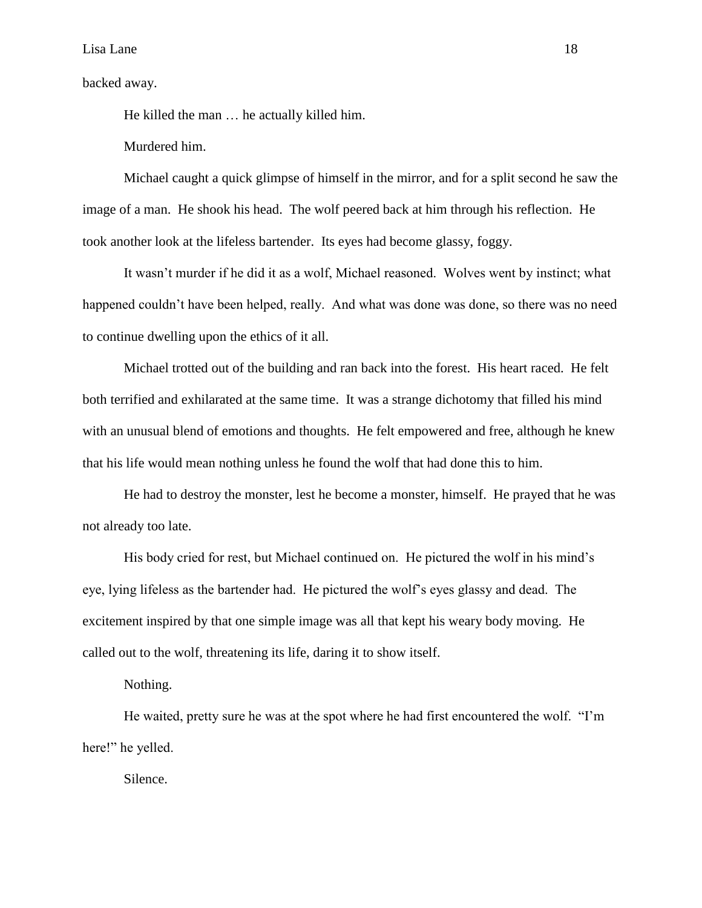backed away.

He killed the man … he actually killed him.

Murdered him.

Michael caught a quick glimpse of himself in the mirror, and for a split second he saw the image of a man. He shook his head. The wolf peered back at him through his reflection. He took another look at the lifeless bartender. Its eyes had become glassy, foggy.

It wasn't murder if he did it as a wolf, Michael reasoned. Wolves went by instinct; what happened couldn't have been helped, really. And what was done was done, so there was no need to continue dwelling upon the ethics of it all.

Michael trotted out of the building and ran back into the forest. His heart raced. He felt both terrified and exhilarated at the same time. It was a strange dichotomy that filled his mind with an unusual blend of emotions and thoughts. He felt empowered and free, although he knew that his life would mean nothing unless he found the wolf that had done this to him.

He had to destroy the monster, lest he become a monster, himself. He prayed that he was not already too late.

His body cried for rest, but Michael continued on. He pictured the wolf in his mind's eye, lying lifeless as the bartender had. He pictured the wolf's eyes glassy and dead. The excitement inspired by that one simple image was all that kept his weary body moving. He called out to the wolf, threatening its life, daring it to show itself.

Nothing.

He waited, pretty sure he was at the spot where he had first encountered the wolf. "I'm here!" he yelled.

Silence.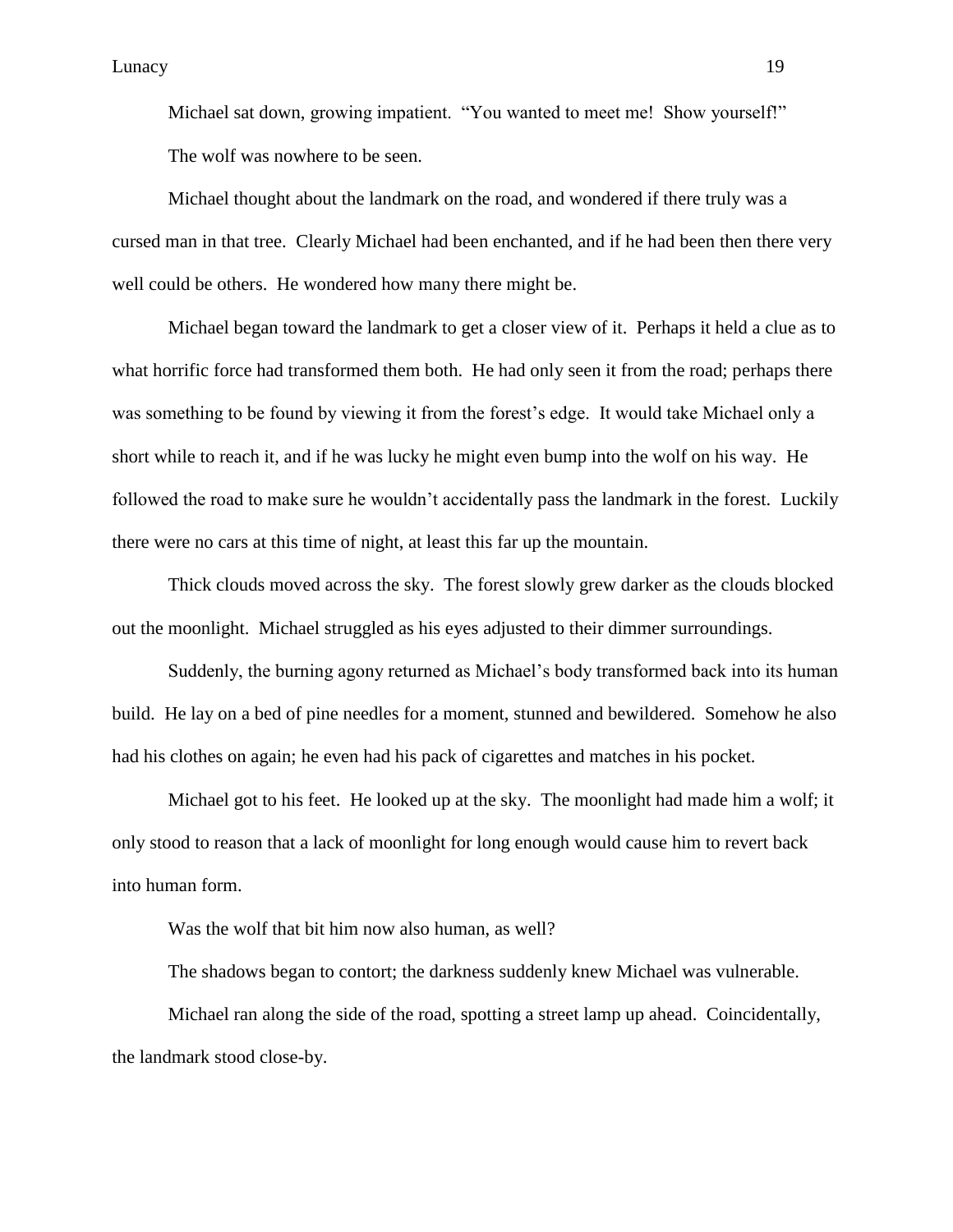Michael sat down, growing impatient. "You wanted to meet me! Show yourself!"

The wolf was nowhere to be seen.

Michael thought about the landmark on the road, and wondered if there truly was a cursed man in that tree. Clearly Michael had been enchanted, and if he had been then there very well could be others. He wondered how many there might be.

Michael began toward the landmark to get a closer view of it. Perhaps it held a clue as to what horrific force had transformed them both. He had only seen it from the road; perhaps there was something to be found by viewing it from the forest's edge. It would take Michael only a short while to reach it, and if he was lucky he might even bump into the wolf on his way. He followed the road to make sure he wouldn't accidentally pass the landmark in the forest. Luckily there were no cars at this time of night, at least this far up the mountain.

Thick clouds moved across the sky. The forest slowly grew darker as the clouds blocked out the moonlight. Michael struggled as his eyes adjusted to their dimmer surroundings.

Suddenly, the burning agony returned as Michael's body transformed back into its human build. He lay on a bed of pine needles for a moment, stunned and bewildered. Somehow he also had his clothes on again; he even had his pack of cigarettes and matches in his pocket.

Michael got to his feet. He looked up at the sky. The moonlight had made him a wolf; it only stood to reason that a lack of moonlight for long enough would cause him to revert back into human form.

Was the wolf that bit him now also human, as well?

The shadows began to contort; the darkness suddenly knew Michael was vulnerable.

Michael ran along the side of the road, spotting a street lamp up ahead. Coincidentally, the landmark stood close-by.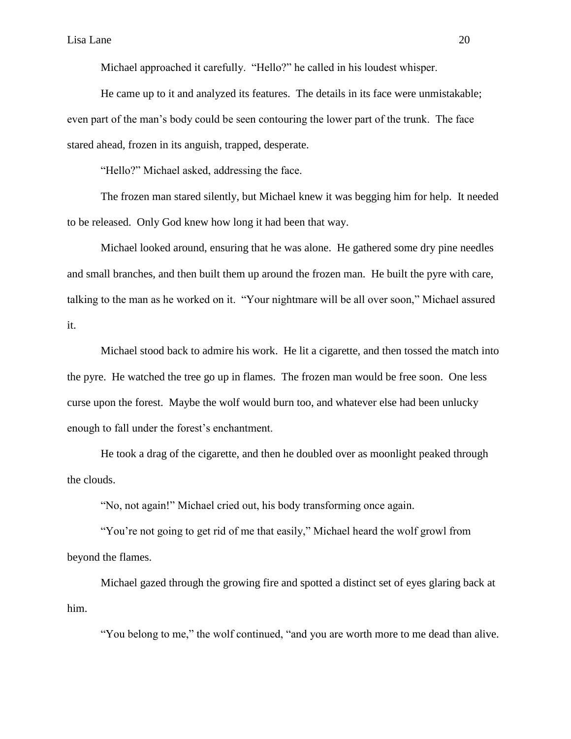Michael approached it carefully. "Hello?" he called in his loudest whisper.

He came up to it and analyzed its features. The details in its face were unmistakable; even part of the man's body could be seen contouring the lower part of the trunk. The face stared ahead, frozen in its anguish, trapped, desperate.

"Hello?" Michael asked, addressing the face.

The frozen man stared silently, but Michael knew it was begging him for help. It needed to be released. Only God knew how long it had been that way.

Michael looked around, ensuring that he was alone. He gathered some dry pine needles and small branches, and then built them up around the frozen man. He built the pyre with care, talking to the man as he worked on it. "Your nightmare will be all over soon," Michael assured it.

Michael stood back to admire his work. He lit a cigarette, and then tossed the match into the pyre. He watched the tree go up in flames. The frozen man would be free soon. One less curse upon the forest. Maybe the wolf would burn too, and whatever else had been unlucky enough to fall under the forest's enchantment.

He took a drag of the cigarette, and then he doubled over as moonlight peaked through the clouds.

"No, not again!" Michael cried out, his body transforming once again.

"You're not going to get rid of me that easily," Michael heard the wolf growl from beyond the flames.

Michael gazed through the growing fire and spotted a distinct set of eyes glaring back at him.

"You belong to me," the wolf continued, "and you are worth more to me dead than alive.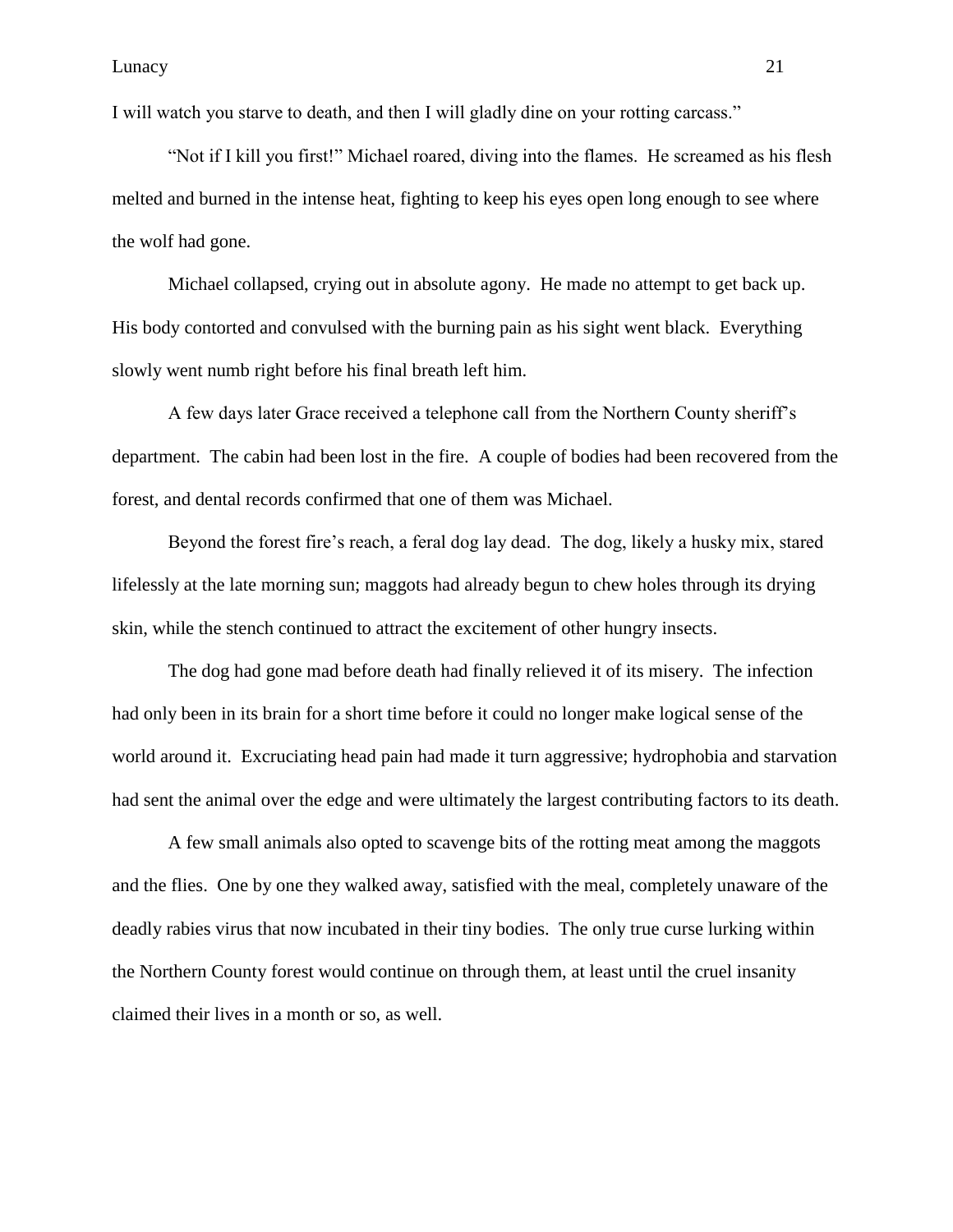I will watch you starve to death, and then I will gladly dine on your rotting carcass."

"Not if I kill you first!" Michael roared, diving into the flames. He screamed as his flesh melted and burned in the intense heat, fighting to keep his eyes open long enough to see where the wolf had gone.

Michael collapsed, crying out in absolute agony. He made no attempt to get back up. His body contorted and convulsed with the burning pain as his sight went black. Everything slowly went numb right before his final breath left him.

A few days later Grace received a telephone call from the Northern County sheriff's department. The cabin had been lost in the fire. A couple of bodies had been recovered from the forest, and dental records confirmed that one of them was Michael.

Beyond the forest fire's reach, a feral dog lay dead. The dog, likely a husky mix, stared lifelessly at the late morning sun; maggots had already begun to chew holes through its drying skin, while the stench continued to attract the excitement of other hungry insects.

The dog had gone mad before death had finally relieved it of its misery. The infection had only been in its brain for a short time before it could no longer make logical sense of the world around it. Excruciating head pain had made it turn aggressive; hydrophobia and starvation had sent the animal over the edge and were ultimately the largest contributing factors to its death.

A few small animals also opted to scavenge bits of the rotting meat among the maggots and the flies. One by one they walked away, satisfied with the meal, completely unaware of the deadly rabies virus that now incubated in their tiny bodies. The only true curse lurking within the Northern County forest would continue on through them, at least until the cruel insanity claimed their lives in a month or so, as well.